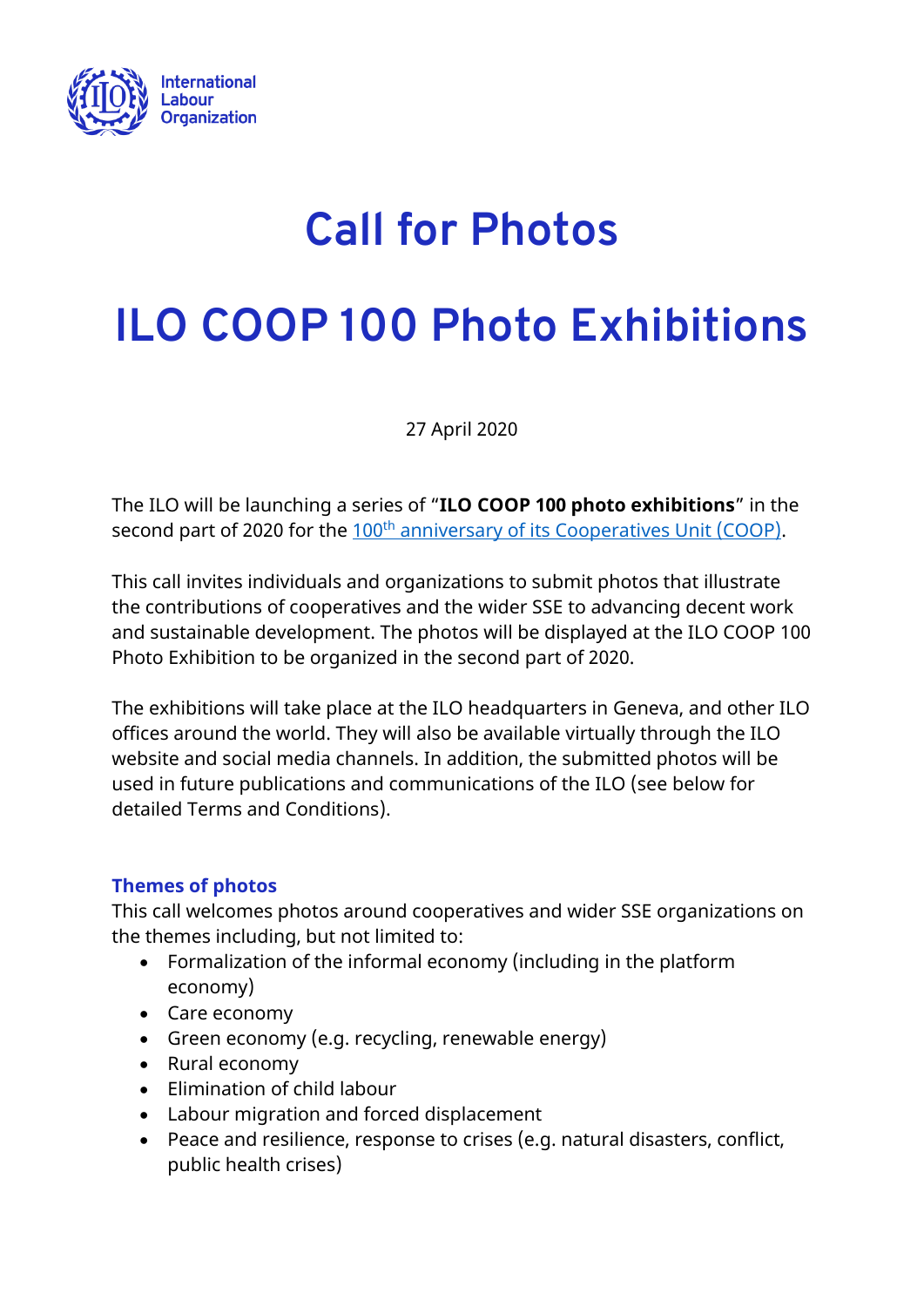International Labour Organization

# Call for Photos

# ILO COOP 100 Photo Exhibitions

27 April 2020

The ILO will be launching a series of "**ILO COOP 100 photo exhibitions**" in the second part of 2020 for the 100th anniversary of its Cooperatives Unit (COOP).

This call invites individuals and organizations to submit photos that illustrate the contributions of cooperatives and the wider SSE to advancing decent work and sustainable development. The photos will be displayed at the ILO COOP 100 Photo Exhibition to be organized in the second part of 2020.

The exhibitions will take place at the ILO headquarters in Geneva, and other ILO offices around the world. They will also be available virtually through the ILO website and social media channels. In addition, the submitted photos will be used in future publications and communications of the ILO (see below for detailed Terms and Conditions).

### Themes of photos

This call welcomes photos around cooperatives and wider SSE organizations on the themes including, but not limited to:

- Formalization of the informal economy (including in the platform economy)
- Care economy
- Green economy (e.g. recycling, renewable energy)
- Rural economy
- Elimination of child labour
- Labour migration and forced displacement
- Peace and resilience, response to crises (e.g. natural disasters, conflict, public health crises)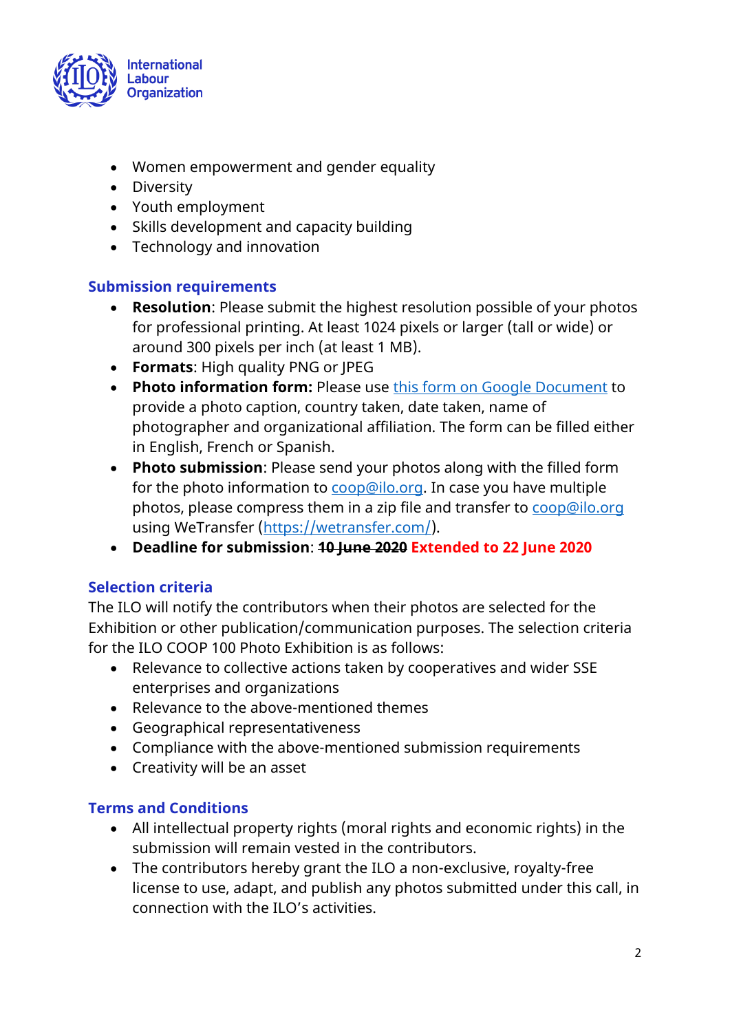- Women empowerment and gender equality
- Diversity
- Youth employment
- Skills development and capacity building
- Technology and innovation

## Submission requirements

- **Resolution**: Please submit the highest resolution possible of your photos for professional printing. At least 1024 pixels or larger (tall or wide) or around 300 pixels per inch (at least 1 MB).
- **Formats**: High quality PNG or JPEG
- **Photo information form:** Please use this form on Google Document to provide a photo caption, country taken, date taken, name of photographer and organizational affiliation. The form can be filled either in English, French or Spanish.
- **Photo submission**: Please send your photos along with the filled form for the photo information to coop@ilo.org. In case you have multiple photos, please compress them in a zip file and transfer to coop@ilo.org using WeTransfer (https://wetransfer.com/).
- **Deadline for submission**: ~~**10 June 2020**~~ **Extended to 22 June 2020**

## Selection criteria

The ILO will notify the contributors when their photos are selected for the Exhibition or other publication/communication purposes. The selection criteria for the ILO COOP 100 Photo Exhibition is as follows:

- Relevance to collective actions taken by cooperatives and wider SSE enterprises and organizations
- Relevance to the above-mentioned themes
- Geographical representativeness
- Compliance with the above-mentioned submission requirements
- Creativity will be an asset

## Terms and Conditions

- All intellectual property rights (moral rights and economic rights) in the submission will remain vested in the contributors.
- The contributors hereby grant the ILO a non-exclusive, royalty-free license to use, adapt, and publish any photos submitted under this call, in connection with the ILO's activities.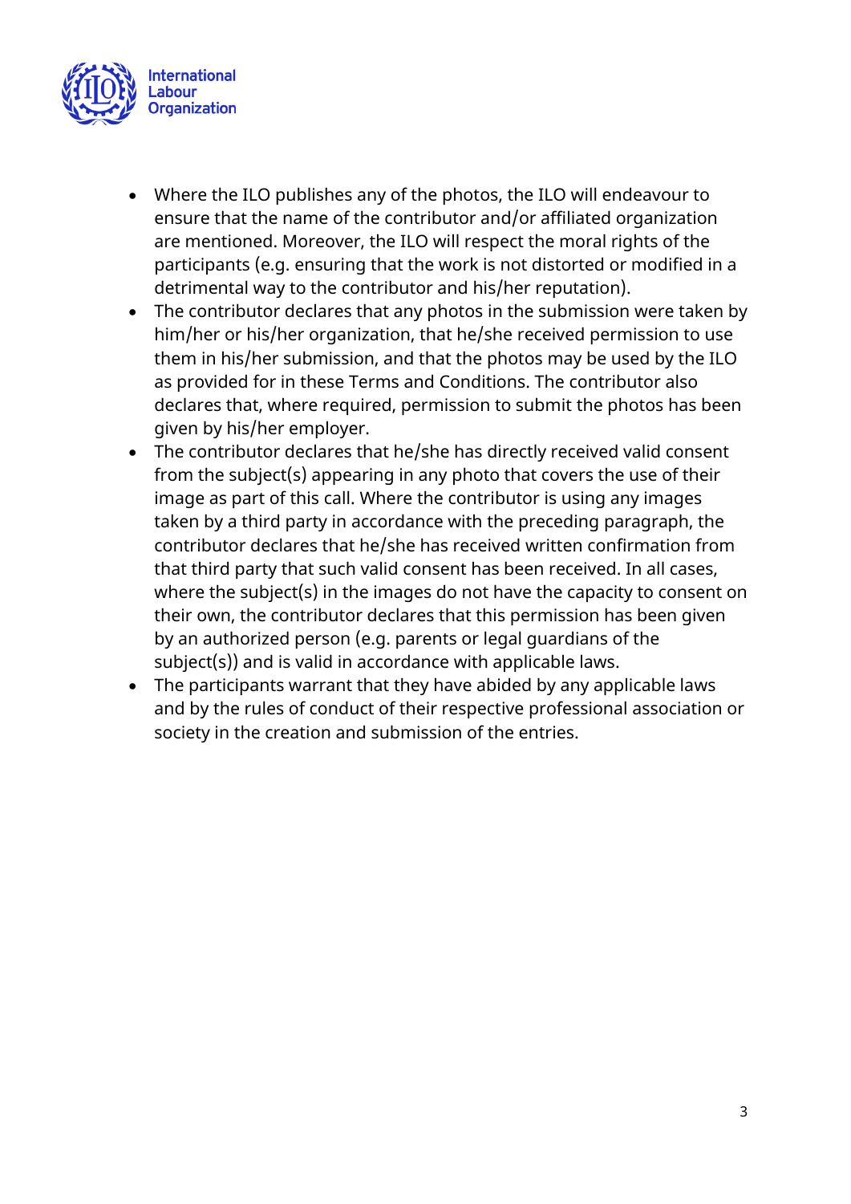- Where the ILO publishes any of the photos, the ILO will endeavour to ensure that the name of the contributor and/or affiliated organization are mentioned. Moreover, the ILO will respect the moral rights of the participants (e.g. ensuring that the work is not distorted or modified in a detrimental way to the contributor and his/her reputation).
- The contributor declares that any photos in the submission were taken by him/her or his/her organization, that he/she received permission to use them in his/her submission, and that the photos may be used by the ILO as provided for in these Terms and Conditions. The contributor also declares that, where required, permission to submit the photos has been given by his/her employer.
- The contributor declares that he/she has directly received valid consent from the subject(s) appearing in any photo that covers the use of their image as part of this call. Where the contributor is using any images taken by a third party in accordance with the preceding paragraph, the contributor declares that he/she has received written confirmation from that third party that such valid consent has been received. In all cases, where the subject(s) in the images do not have the capacity to consent on their own, the contributor declares that this permission has been given by an authorized person (e.g. parents or legal guardians of the subject(s)) and is valid in accordance with applicable laws.
- The participants warrant that they have abided by any applicable laws and by the rules of conduct of their respective professional association or society in the creation and submission of the entries.